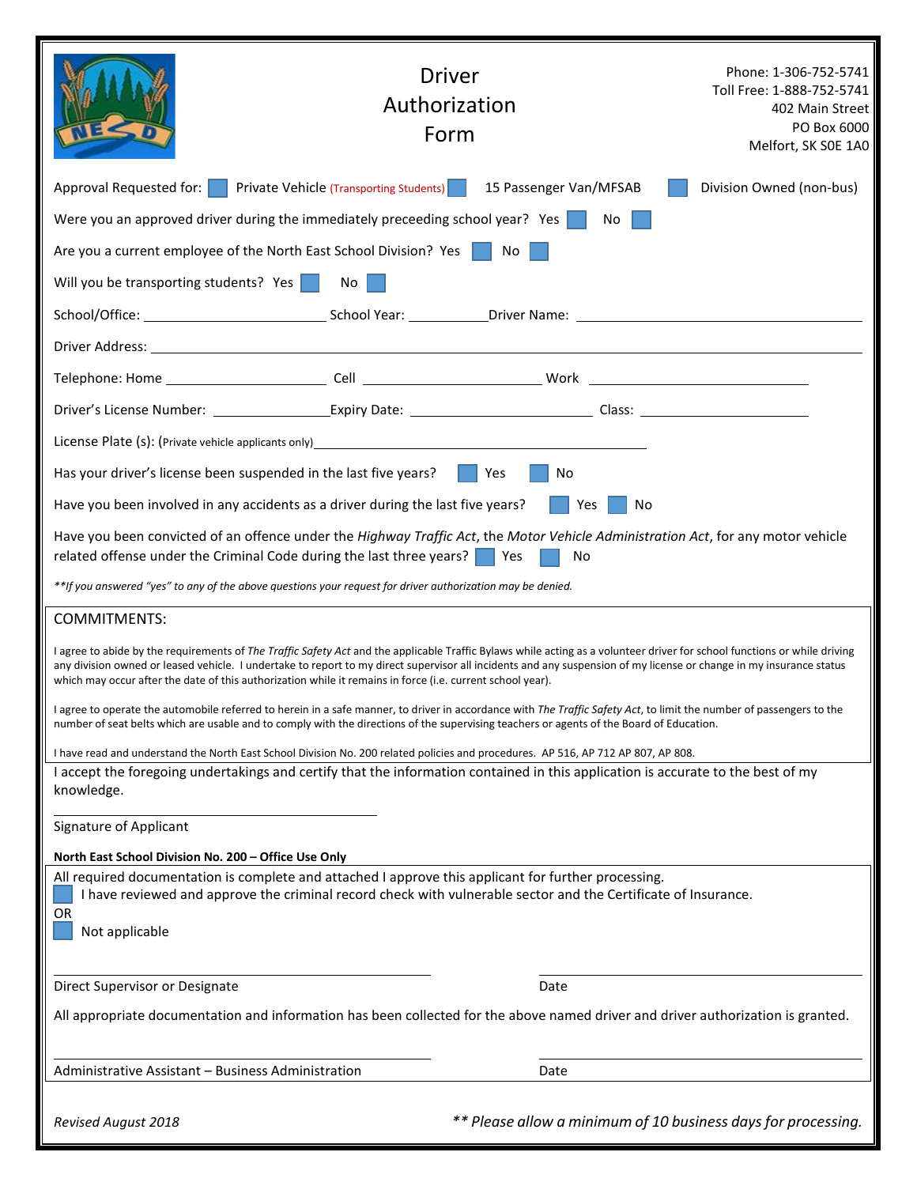# Driver Authorization Form

Phone: 1-306-752-5741
Toll Free: 1-888-752-5741
402 Main Street
PO Box 6000
Melfort, SK S0E 1A0

Approval Requested for: ☐ Private Vehicle (Transporting Students) ☐ 15 Passenger Van/MFSAB ☐ Division Owned (non-bus)

Were you an approved driver during the immediately preceeding school year? Yes ☐ No ☐

Are you a current employee of the North East School Division? Yes ☐ No ☐

Will you be transporting students? Yes ☐ No ☐

School/Office: ______________________ School Year: __________ Driver Name: ______________________________

Driver Address: ____________________________________________________________

Telephone: Home ____________________ Cell ______________________ Work ______________________

Driver's License Number: _______________ Expiry Date: _______________________ Class: ____________________

License Plate (s): (Private vehicle applicants only)________________________________________

Has your driver's license been suspended in the last five years? ☐ Yes ☐ No

Have you been involved in any accidents as a driver during the last five years? ☐ Yes ☐ No

Have you been convicted of an offence under the *Highway Traffic Act*, the *Motor Vehicle Administration Act*, for any motor vehicle related offense under the Criminal Code during the last three years? ☐ Yes ☐ No

*\*\*If you answered "yes" to any of the above questions your request for driver authorization may be denied.*

## COMMITMENTS:

I agree to abide by the requirements of *The Traffic Safety Act* and the applicable Traffic Bylaws while acting as a volunteer driver for school functions or while driving any division owned or leased vehicle. I undertake to report to my direct supervisor all incidents and any suspension of my license or change in my insurance status which may occur after the date of this authorization while it remains in force (i.e. current school year).

I agree to operate the automobile referred to herein in a safe manner, to driver in accordance with *The Traffic Safety Act*, to limit the number of passengers to the number of seat belts which are usable and to comply with the directions of the supervising teachers or agents of the Board of Education.

I have read and understand the North East School Division No. 200 related policies and procedures. AP 516, AP 712 AP 807, AP 808.

I accept the foregoing undertakings and certify that the information contained in this application is accurate to the best of my knowledge.

______________________________
Signature of Applicant

**North East School Division No. 200 – Office Use Only**

All required documentation is complete and attached I approve this applicant for further processing.

☐ I have reviewed and approve the criminal record check with vulnerable sector and the Certificate of Insurance.

OR

☐ Not applicable

______________________________ ______________________________
Direct Supervisor or Designate Date

All appropriate documentation and information has been collected for the above named driver and driver authorization is granted.

______________________________ ______________________________
Administrative Assistant – Business Administration Date

*Revised August 2018*

*\*\* Please allow a minimum of 10 business days for processing.*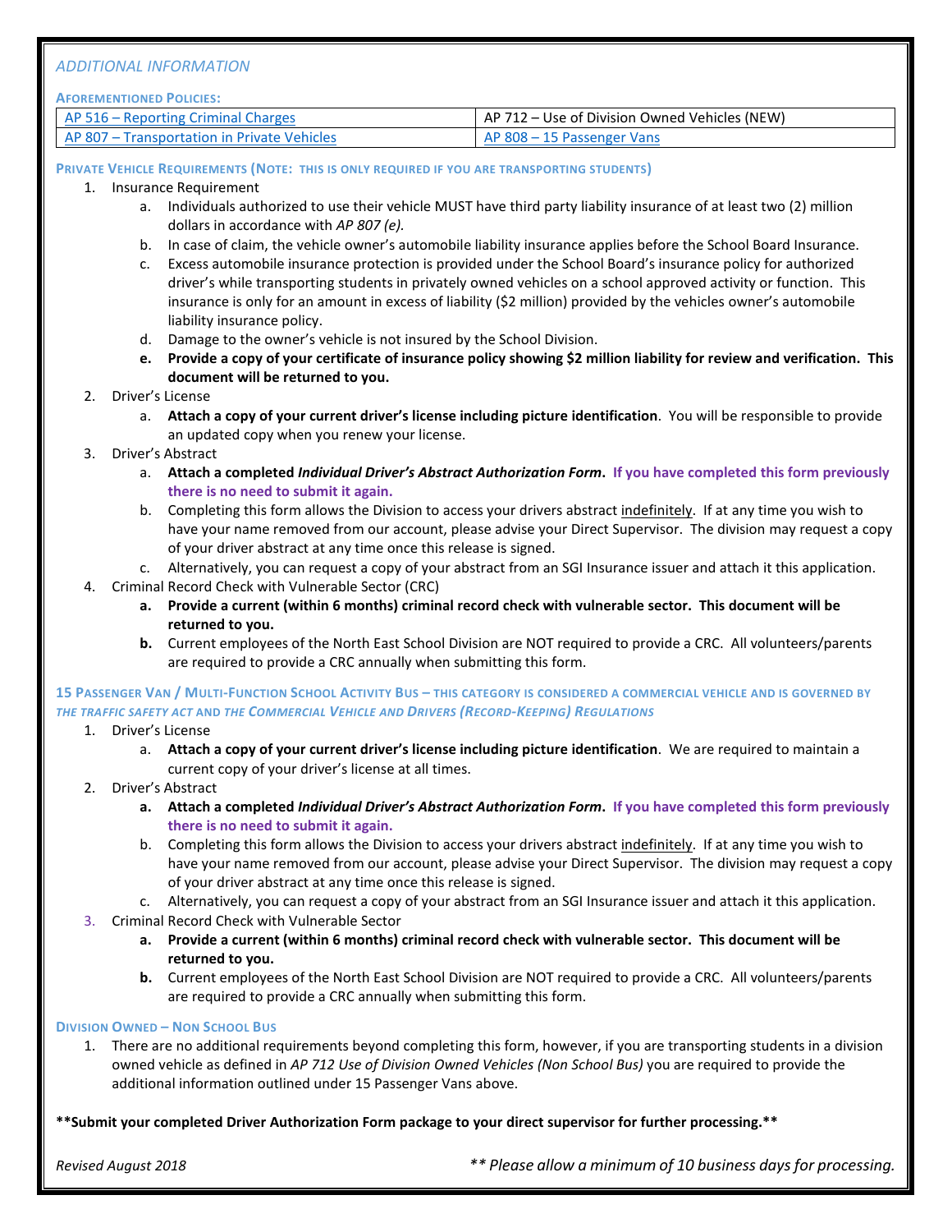## ADDITIONAL INFORMATION

**AFOREMENTIONED POLICIES:**

| | |
|---|---|
| AP 516 – Reporting Criminal Charges | AP 712 – Use of Division Owned Vehicles (NEW) |
| AP 807 – Transportation in Private Vehicles | AP 808 – 15 Passenger Vans |

**PRIVATE VEHICLE REQUIREMENTS (NOTE: THIS IS ONLY REQUIRED IF YOU ARE TRANSPORTING STUDENTS)**

1. Insurance Requirement
   a. Individuals authorized to use their vehicle MUST have third party liability insurance of at least two (2) million dollars in accordance with *AP 807 (e).*
   b. In case of claim, the vehicle owner's automobile liability insurance applies before the School Board Insurance.
   c. Excess automobile insurance protection is provided under the School Board's insurance policy for authorized driver's while transporting students in privately owned vehicles on a school approved activity or function. This insurance is only for an amount in excess of liability ($2 million) provided by the vehicles owner's automobile liability insurance policy.
   d. Damage to the owner's vehicle is not insured by the School Division.
   e. **Provide a copy of your certificate of insurance policy showing $2 million liability for review and verification. This document will be returned to you.**
2. Driver's License
   a. **Attach a copy of your current driver's license including picture identification**. You will be responsible to provide an updated copy when you renew your license.
3. Driver's Abstract
   a. **Attach a completed *Individual Driver's Abstract Authorization Form*. If you have completed this form previously there is no need to submit it again.**
   b. Completing this form allows the Division to access your drivers abstract indefinitely. If at any time you wish to have your name removed from our account, please advise your Direct Supervisor. The division may request a copy of your driver abstract at any time once this release is signed.
   c. Alternatively, you can request a copy of your abstract from an SGI Insurance issuer and attach it this application.
4. Criminal Record Check with Vulnerable Sector (CRC)
   a. **Provide a current (within 6 months) criminal record check with vulnerable sector. This document will be returned to you.**
   b. Current employees of the North East School Division are NOT required to provide a CRC. All volunteers/parents are required to provide a CRC annually when submitting this form.

**15 PASSENGER VAN / MULTI-FUNCTION SCHOOL ACTIVITY BUS – THIS CATEGORY IS CONSIDERED A COMMERCIAL VEHICLE AND IS GOVERNED BY *THE TRAFFIC SAFETY ACT* AND THE *COMMERCIAL VEHICLE AND DRIVERS (RECORD-KEEPING) REGULATIONS***

1. Driver's License
   a. **Attach a copy of your current driver's license including picture identification**. We are required to maintain a current copy of your driver's license at all times.
2. Driver's Abstract
   a. **Attach a completed *Individual Driver's Abstract Authorization Form*. If you have completed this form previously there is no need to submit it again.**
   b. Completing this form allows the Division to access your drivers abstract indefinitely. If at any time you wish to have your name removed from our account, please advise your Direct Supervisor. The division may request a copy of your driver abstract at any time once this release is signed.
   c. Alternatively, you can request a copy of your abstract from an SGI Insurance issuer and attach it this application.
3. Criminal Record Check with Vulnerable Sector
   a. **Provide a current (within 6 months) criminal record check with vulnerable sector. This document will be returned to you.**
   b. Current employees of the North East School Division are NOT required to provide a CRC. All volunteers/parents are required to provide a CRC annually when submitting this form.

**DIVISION OWNED – NON SCHOOL BUS**

1. There are no additional requirements beyond completing this form, however, if you are transporting students in a division owned vehicle as defined in *AP 712 Use of Division Owned Vehicles (Non School Bus)* you are required to provide the additional information outlined under 15 Passenger Vans above.

****Submit your completed Driver Authorization Form package to your direct supervisor for further processing.****

*Revised August 2018*

*** Please allow a minimum of 10 business days for processing.*